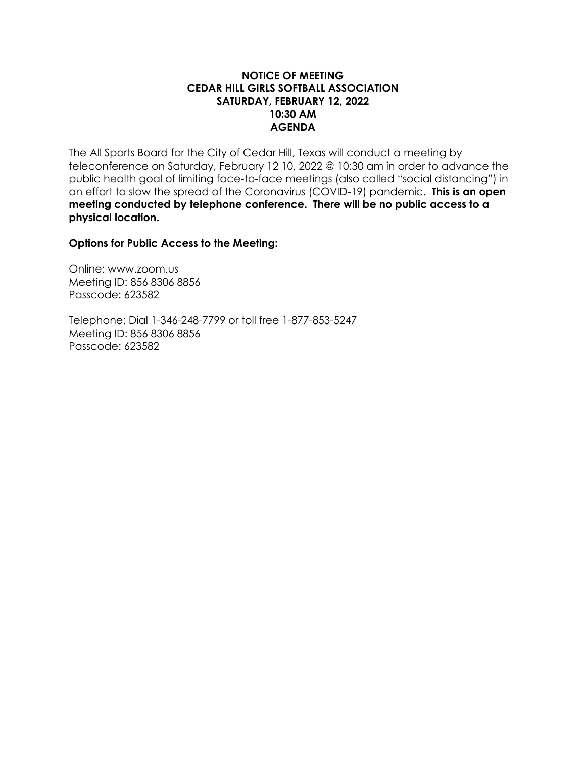**NOTICE OF MEETING**
**CEDAR HILL GIRLS SOFTBALL ASSOCIATION**
**SATURDAY, FEBRUARY 12, 2022**
**10:30 AM**
**AGENDA**

The All Sports Board for the City of Cedar Hill, Texas will conduct a meeting by teleconference on Saturday, February 12 10, 2022 @ 10:30 am in order to advance the public health goal of limiting face-to-face meetings (also called "social distancing") in an effort to slow the spread of the Coronavirus (COVID-19) pandemic. **This is an open meeting conducted by telephone conference. There will be no public access to a physical location.**

**Options for Public Access to the Meeting:**

Online: www.zoom.us
Meeting ID: 856 8306 8856
Passcode: 623582

Telephone: Dial 1-346-248-7799 or toll free 1-877-853-5247
Meeting ID: 856 8306 8856
Passcode: 623582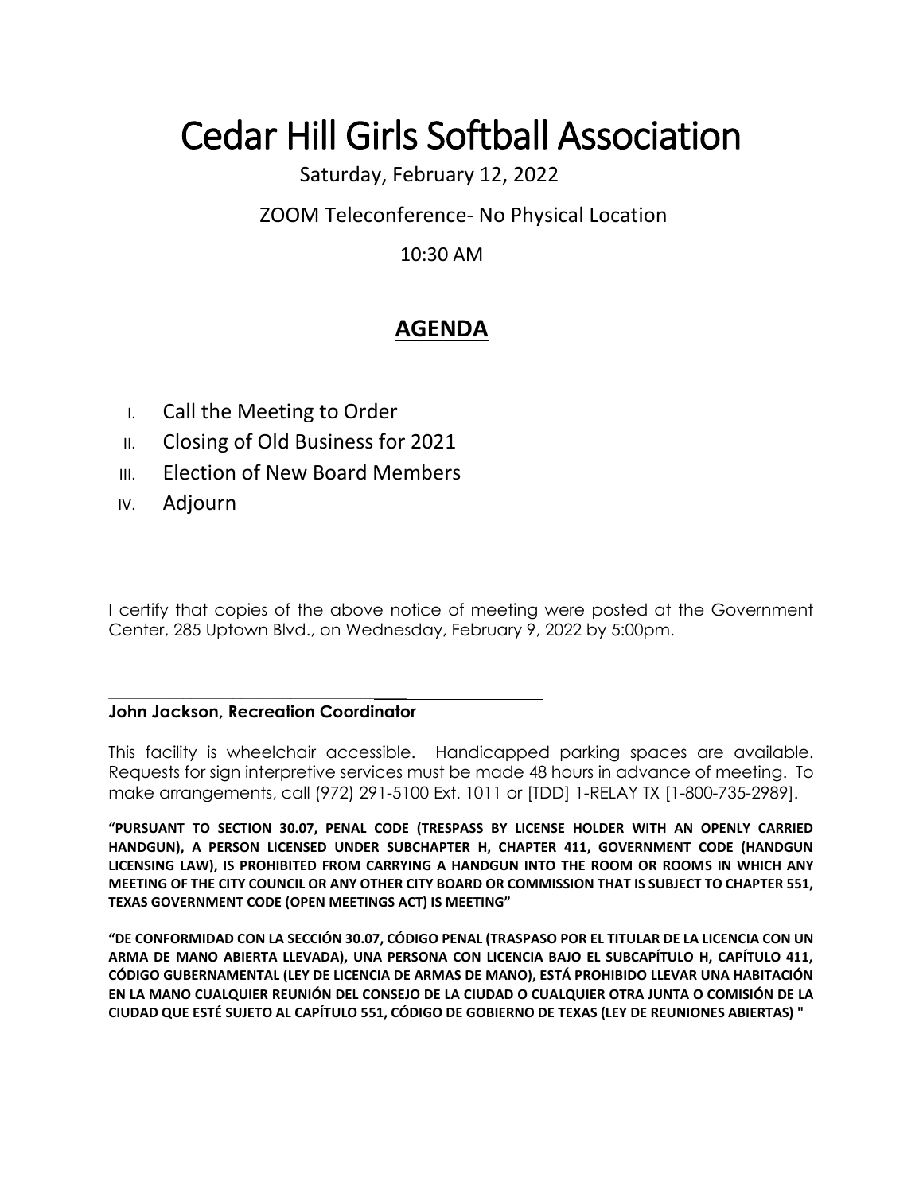# Cedar Hill Girls Softball Association

Saturday, February 12, 2022

ZOOM Teleconference- No Physical Location

10:30 AM

## AGENDA

I. Call the Meeting to Order
II. Closing of Old Business for 2021
III. Election of New Board Members
IV. Adjourn

I certify that copies of the above notice of meeting were posted at the Government Center, 285 Uptown Blvd., on Wednesday, February 9, 2022 by 5:00pm.

______________________________________

**John Jackson, Recreation Coordinator**

This facility is wheelchair accessible. Handicapped parking spaces are available. Requests for sign interpretive services must be made 48 hours in advance of meeting. To make arrangements, call (972) 291-5100 Ext. 1011 or [TDD] 1-RELAY TX [1-800-735-2989].

**"PURSUANT TO SECTION 30.07, PENAL CODE (TRESPASS BY LICENSE HOLDER WITH AN OPENLY CARRIED HANDGUN), A PERSON LICENSED UNDER SUBCHAPTER H, CHAPTER 411, GOVERNMENT CODE (HANDGUN LICENSING LAW), IS PROHIBITED FROM CARRYING A HANDGUN INTO THE ROOM OR ROOMS IN WHICH ANY MEETING OF THE CITY COUNCIL OR ANY OTHER CITY BOARD OR COMMISSION THAT IS SUBJECT TO CHAPTER 551, TEXAS GOVERNMENT CODE (OPEN MEETINGS ACT) IS MEETING"**

**"DE CONFORMIDAD CON LA SECCIÓN 30.07, CÓDIGO PENAL (TRASPASO POR EL TITULAR DE LA LICENCIA CON UN ARMA DE MANO ABIERTA LLEVADA), UNA PERSONA CON LICENCIA BAJO EL SUBCAPÍTULO H, CAPÍTULO 411, CÓDIGO GUBERNAMENTAL (LEY DE LICENCIA DE ARMAS DE MANO), ESTÁ PROHIBIDO LLEVAR UNA HABITACIÓN EN LA MANO CUALQUIER REUNIÓN DEL CONSEJO DE LA CIUDAD O CUALQUIER OTRA JUNTA O COMISIÓN DE LA CIUDAD QUE ESTÉ SUJETO AL CAPÍTULO 551, CÓDIGO DE GOBIERNO DE TEXAS (LEY DE REUNIONES ABIERTAS) "**